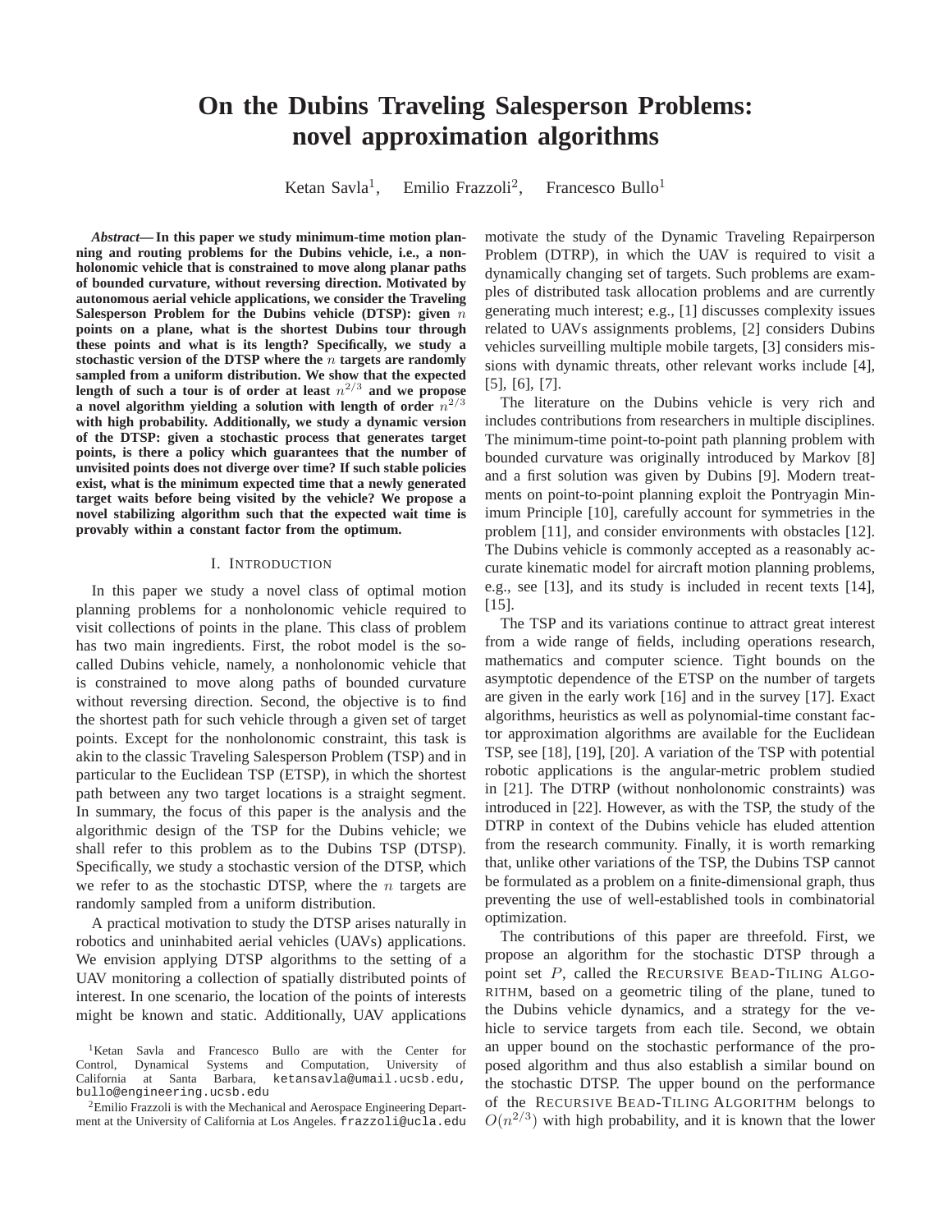# On the Dubins Traveling Salesperson Problems: novel approximation algorithms

Ketan Savla[1], Emilio Frazzoli[2], Francesco Bullo[1]

***Abstract*— In this paper we study minimum-time motion planning and routing problems for the Dubins vehicle, i.e., a nonholonomic vehicle that is constrained to move along planar paths of bounded curvature, without reversing direction. Motivated by autonomous aerial vehicle applications, we consider the Traveling Salesperson Problem for the Dubins vehicle (DTSP): given $n$ points on a plane, what is the shortest Dubins tour through these points and what is its length? Specifically, we study a stochastic version of the DTSP where the $n$ targets are randomly sampled from a uniform distribution. We show that the expected length of such a tour is of order at least $n^{2/3}$ and we propose a novel algorithm yielding a solution with length of order $n^{2/3}$ with high probability. Additionally, we study a dynamic version of the DTSP: given a stochastic process that generates target points, is there a policy which guarantees that the number of unvisited points does not diverge over time? If such stable policies exist, what is the minimum expected time that a newly generated target waits before being visited by the vehicle? We propose a novel stabilizing algorithm such that the expected wait time is provably within a constant factor from the optimum.**

## I. Introduction

In this paper we study a novel class of optimal motion planning problems for a nonholonomic vehicle required to visit collections of points in the plane. This class of problem has two main ingredients. First, the robot model is the so-called Dubins vehicle, namely, a nonholonomic vehicle that is constrained to move along paths of bounded curvature without reversing direction. Second, the objective is to find the shortest path for such vehicle through a given set of target points. Except for the nonholonomic constraint, this task is akin to the classic Traveling Salesperson Problem (TSP) and in particular to the Euclidean TSP (ETSP), in which the shortest path between any two target locations is a straight segment. In summary, the focus of this paper is the analysis and the algorithmic design of the TSP for the Dubins vehicle; we shall refer to this problem as to the Dubins TSP (DTSP). Specifically, we study a stochastic version of the DTSP, which we refer to as the stochastic DTSP, where the $n$ targets are randomly sampled from a uniform distribution.

A practical motivation to study the DTSP arises naturally in robotics and uninhabited aerial vehicles (UAVs) applications. We envision applying DTSP algorithms to the setting of a UAV monitoring a collection of spatially distributed points of interest. In one scenario, the location of the points of interests might be known and static. Additionally, UAV applications motivate the study of the Dynamic Traveling Repairperson Problem (DTRP), in which the UAV is required to visit a dynamically changing set of targets. Such problems are examples of distributed task allocation problems and are currently generating much interest; e.g., [1] discusses complexity issues related to UAVs assignments problems, [2] considers Dubins vehicles surveilling multiple mobile targets, [3] considers missions with dynamic threats, other relevant works include [4], [5], [6], [7].

The literature on the Dubins vehicle is very rich and includes contributions from researchers in multiple disciplines. The minimum-time point-to-point path planning problem with bounded curvature was originally introduced by Markov [8] and a first solution was given by Dubins [9]. Modern treatments on point-to-point planning exploit the Pontryagin Minimum Principle [10], carefully account for symmetries in the problem [11], and consider environments with obstacles [12]. The Dubins vehicle is commonly accepted as a reasonably accurate kinematic model for aircraft motion planning problems, e.g., see [13], and its study is included in recent texts [14], [15].

The TSP and its variations continue to attract great interest from a wide range of fields, including operations research, mathematics and computer science. Tight bounds on the asymptotic dependence of the ETSP on the number of targets are given in the early work [16] and in the survey [17]. Exact algorithms, heuristics as well as polynomial-time constant factor approximation algorithms are available for the Euclidean TSP, see [18], [19], [20]. A variation of the TSP with potential robotic applications is the angular-metric problem studied in [21]. The DTRP (without nonholonomic constraints) was introduced in [22]. However, as with the TSP, the study of the DTRP in context of the Dubins vehicle has eluded attention from the research community. Finally, it is worth remarking that, unlike other variations of the TSP, the Dubins TSP cannot be formulated as a problem on a finite-dimensional graph, thus preventing the use of well-established tools in combinatorial optimization.

The contributions of this paper are threefold. First, we propose an algorithm for the stochastic DTSP through a point set $P$, called the Recursive Bead-Tiling Algorithm, based on a geometric tiling of the plane, tuned to the Dubins vehicle dynamics, and a strategy for the vehicle to service targets from each tile. Second, we obtain an upper bound on the stochastic performance of the proposed algorithm and thus also establish a similar bound on the stochastic DTSP. The upper bound on the performance of the Recursive Bead-Tiling Algorithm belongs to $O(n^{2/3})$ with high probability, and it is known that the lower

[1]Ketan Savla and Francesco Bullo are with the Center for Control, Dynamical Systems and Computation, University of California at Santa Barbara, ketansavla@umail.ucsb.edu, bullo@engineering.ucsb.edu

[2]Emilio Frazzoli is with the Mechanical and Aerospace Engineering Department at the University of California at Los Angeles. frazzoli@ucla.edu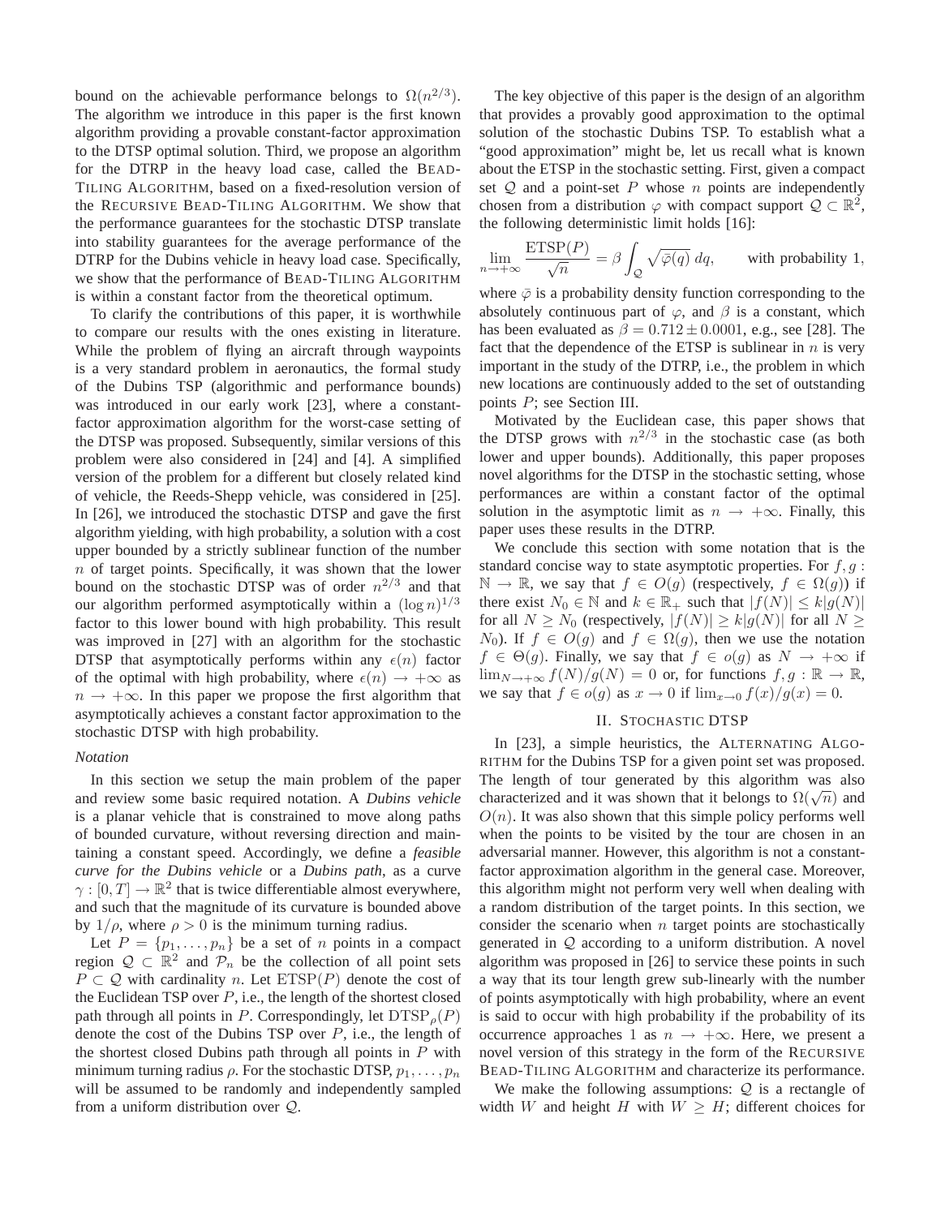bound on the achievable performance belongs to $\Omega(n^{2/3})$. The algorithm we introduce in this paper is the first known algorithm providing a provable constant-factor approximation to the DTSP optimal solution. Third, we propose an algorithm for the DTRP in the heavy load case, called the BEAD-TILING ALGORITHM, based on a fixed-resolution version of the RECURSIVE BEAD-TILING ALGORITHM. We show that the performance guarantees for the stochastic DTSP translate into stability guarantees for the average performance of the DTRP for the Dubins vehicle in heavy load case. Specifically, we show that the performance of BEAD-TILING ALGORITHM is within a constant factor from the theoretical optimum.

To clarify the contributions of this paper, it is worthwhile to compare our results with the ones existing in literature. While the problem of flying an aircraft through waypoints is a very standard problem in aeronautics, the formal study of the Dubins TSP (algorithmic and performance bounds) was introduced in our early work [23], where a constant-factor approximation algorithm for the worst-case setting of the DTSP was proposed. Subsequently, similar versions of this problem were also considered in [24] and [4]. A simplified version of the problem for a different but closely related kind of vehicle, the Reeds-Shepp vehicle, was considered in [25]. In [26], we introduced the stochastic DTSP and gave the first algorithm yielding, with high probability, a solution with a cost upper bounded by a strictly sublinear function of the number $n$ of target points. Specifically, it was shown that the lower bound on the stochastic DTSP was of order $n^{2/3}$ and that our algorithm performed asymptotically within a $(\log n)^{1/3}$ factor to this lower bound with high probability. This result was improved in [27] with an algorithm for the stochastic DTSP that asymptotically performs within any $\epsilon(n)$ factor of the optimal with high probability, where $\epsilon(n) \to +\infty$ as $n \to +\infty$. In this paper we propose the first algorithm that asymptotically achieves a constant factor approximation to the stochastic DTSP with high probability.

*Notation*

In this section we setup the main problem of the paper and review some basic required notation. A *Dubins vehicle* is a planar vehicle that is constrained to move along paths of bounded curvature, without reversing direction and maintaining a constant speed. Accordingly, we define a *feasible curve for the Dubins vehicle* or a *Dubins path*, as a curve $\gamma : [0, T] \to \mathbb{R}^2$ that is twice differentiable almost everywhere, and such that the magnitude of its curvature is bounded above by $1/\rho$, where $\rho > 0$ is the minimum turning radius.

Let $P = \{p_1, \dots, p_n\}$ be a set of $n$ points in a compact region $\mathcal{Q} \subset \mathbb{R}^2$ and $\mathcal{P}_n$ be the collection of all point sets $P \subset \mathcal{Q}$ with cardinality $n$. Let $\mathrm{ETSP}(P)$ denote the cost of the Euclidean TSP over $P$, i.e., the length of the shortest closed path through all points in $P$. Correspondingly, let $\mathrm{DTSP}_\rho(P)$ denote the cost of the Dubins TSP over $P$, i.e., the length of the shortest closed Dubins path through all points in $P$ with minimum turning radius $\rho$. For the stochastic DTSP, $p_1, \dots, p_n$ will be assumed to be randomly and independently sampled from a uniform distribution over $\mathcal{Q}$.

The key objective of this paper is the design of an algorithm that provides a provably good approximation to the optimal solution of the stochastic Dubins TSP. To establish what a "good approximation" might be, let us recall what is known about the ETSP in the stochastic setting. First, given a compact set $\mathcal{Q}$ and a point-set $P$ whose $n$ points are independently chosen from a distribution $\varphi$ with compact support $\mathcal{Q} \subset \mathbb{R}^2$, the following deterministic limit holds [16]:

$$\lim_{n \to +\infty} \frac{\mathrm{ETSP}(P)}{\sqrt{n}} = \beta \int_{\mathcal{Q}} \sqrt{\bar{\varphi}(q)}\, dq, \qquad \text{with probability } 1,$$

where $\bar{\varphi}$ is a probability density function corresponding to the absolutely continuous part of $\varphi$, and $\beta$ is a constant, which has been evaluated as $\beta = 0.712 \pm 0.0001$, e.g., see [28]. The fact that the dependence of the ETSP is sublinear in $n$ is very important in the study of the DTRP, i.e., the problem in which new locations are continuously added to the set of outstanding points $P$; see Section III.

Motivated by the Euclidean case, this paper shows that the DTSP grows with $n^{2/3}$ in the stochastic case (as both lower and upper bounds). Additionally, this paper proposes novel algorithms for the DTSP in the stochastic setting, whose performances are within a constant factor of the optimal solution in the asymptotic limit as $n \to +\infty$. Finally, this paper uses these results in the DTRP.

We conclude this section with some notation that is the standard concise way to state asymptotic properties. For $f, g : \mathbb{N} \to \mathbb{R}$, we say that $f \in O(g)$ (respectively, $f \in \Omega(g)$) if there exist $N_0 \in \mathbb{N}$ and $k \in \mathbb{R}_+$ such that $|f(N)| \leq k|g(N)|$ for all $N \geq N_0$ (respectively, $|f(N)| \geq k|g(N)|$ for all $N \geq N_0$). If $f \in O(g)$ and $f \in \Omega(g)$, then we use the notation $f \in \Theta(g)$. Finally, we say that $f \in o(g)$ as $N \to +\infty$ if $\lim_{N \to +\infty} f(N)/g(N) = 0$ or, for functions $f, g : \mathbb{R} \to \mathbb{R}$, we say that $f \in o(g)$ as $x \to 0$ if $\lim_{x \to 0} f(x)/g(x) = 0$.

## II. STOCHASTIC DTSP

In [23], a simple heuristics, the ALTERNATING ALGORITHM for the Dubins TSP for a given point set was proposed. The length of tour generated by this algorithm was also characterized and it was shown that it belongs to $\Omega(\sqrt{n})$ and $O(n)$. It was also shown that this simple policy performs well when the points to be visited by the tour are chosen in an adversarial manner. However, this algorithm is not a constant-factor approximation algorithm in the general case. Moreover, this algorithm might not perform very well when dealing with a random distribution of the target points. In this section, we consider the scenario when $n$ target points are stochastically generated in $\mathcal{Q}$ according to a uniform distribution. A novel algorithm was proposed in [26] to service these points in such a way that its tour length grew sub-linearly with the number of points asymptotically with high probability, where an event is said to occur with high probability if the probability of its occurrence approaches 1 as $n \to +\infty$. Here, we present a novel version of this strategy in the form of the RECURSIVE BEAD-TILING ALGORITHM and characterize its performance.

We make the following assumptions: $\mathcal{Q}$ is a rectangle of width $W$ and height $H$ with $W \geq H$; different choices for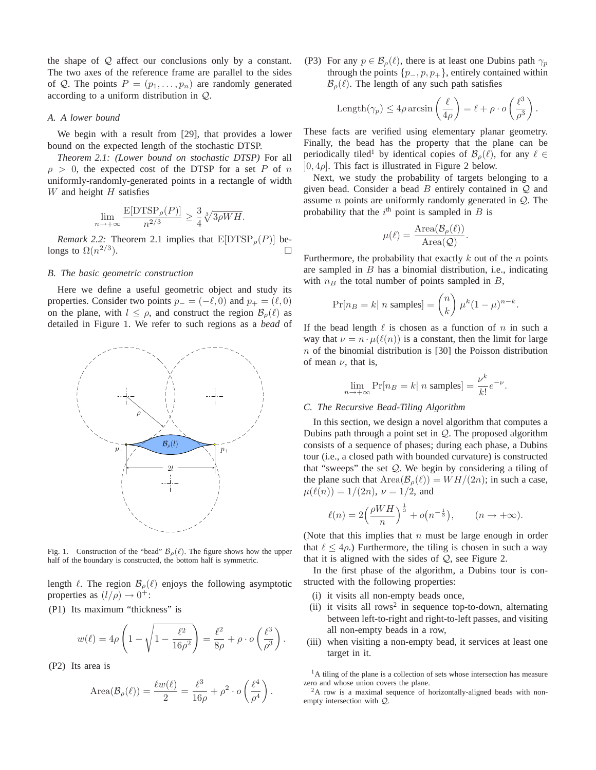the shape of $\mathcal{Q}$ affect our conclusions only by a constant. The two axes of the reference frame are parallel to the sides of $\mathcal{Q}$. The points $P = (p_1, \ldots, p_n)$ are randomly generated according to a uniform distribution in $\mathcal{Q}$.

### *A. A lower bound*

We begin with a result from [29], that provides a lower bound on the expected length of the stochastic DTSP.

*Theorem 2.1: (Lower bound on stochastic DTSP)* For all $\rho > 0$, the expected cost of the DTSP for a set $P$ of $n$ uniformly-randomly-generated points in a rectangle of width $W$ and height $H$ satisfies

$$\lim_{n\to+\infty} \frac{\mathrm{E}[\mathrm{DTSP}_\rho(P)]}{n^{2/3}} \geq \frac{3}{4}\sqrt[3]{3\rho WH}.$$

*Remark 2.2:* Theorem 2.1 implies that $\mathrm{E}[\mathrm{DTSP}_\rho(P)]$ belongs to $\Omega(n^{2/3})$. □

### *B. The basic geometric construction*

Here we define a useful geometric object and study its properties. Consider two points $p_- = (-\ell, 0)$ and $p_+ = (\ell, 0)$ on the plane, with $l \leq \rho$, and construct the region $\mathcal{B}_\rho(\ell)$ as detailed in Figure 1. We refer to such regions as a *bead* of length $\ell$. The region $\mathcal{B}_\rho(\ell)$ enjoys the following asymptotic properties as $(l/\rho) \to 0^+$:

Fig. 1. Construction of the "bead" $\mathcal{B}_\rho(\ell)$. The figure shows how the upper half of the boundary is constructed, the bottom half is symmetric.

(P1) Its maximum "thickness" is

$$w(\ell) = 4\rho\left(1 - \sqrt{1 - \frac{\ell^2}{16\rho^2}}\right) = \frac{\ell^2}{8\rho} + \rho \cdot o\left(\frac{\ell^3}{\rho^3}\right).$$

(P2) Its area is

$$\mathrm{Area}(\mathcal{B}_\rho(\ell)) = \frac{\ell w(\ell)}{2} = \frac{\ell^3}{16\rho} + \rho^2 \cdot o\left(\frac{\ell^4}{\rho^4}\right).$$

(P3) For any $p \in \mathcal{B}_\rho(\ell)$, there is at least one Dubins path $\gamma_p$ through the points $\{p_-, p, p_+\}$, entirely contained within $\mathcal{B}_\rho(\ell)$. The length of any such path satisfies

$$\mathrm{Length}(\gamma_p) \leq 4\rho \arcsin\left(\frac{\ell}{4\rho}\right) = \ell + \rho \cdot o\left(\frac{\ell^3}{\rho^3}\right).$$

These facts are verified using elementary planar geometry. Finally, the bead has the property that the plane can be periodically tiled[1] by identical copies of $\mathcal{B}_\rho(\ell)$, for any $\ell \in ]0, 4\rho]$. This fact is illustrated in Figure 2 below.

Next, we study the probability of targets belonging to a given bead. Consider a bead $B$ entirely contained in $\mathcal{Q}$ and assume $n$ points are uniformly randomly generated in $\mathcal{Q}$. The probability that the $i^{\text{th}}$ point is sampled in $B$ is

$$\mu(\ell) = \frac{\mathrm{Area}(\mathcal{B}_\rho(\ell))}{\mathrm{Area}(\mathcal{Q})}.$$

Furthermore, the probability that exactly $k$ out of the $n$ points are sampled in $B$ has a binomial distribution, i.e., indicating with $n_B$ the total number of points sampled in $B$,

$$\Pr[n_B = k |\ n \text{ samples}] = \binom{n}{k} \mu^k (1-\mu)^{n-k}.$$

If the bead length $\ell$ is chosen as a function of $n$ in such a way that $\nu = n \cdot \mu(\ell(n))$ is a constant, then the limit for large $n$ of the binomial distribution is [30] the Poisson distribution of mean $\nu$, that is,

$$\lim_{n\to+\infty} \Pr[n_B = k |\ n \text{ samples}] = \frac{\nu^k}{k!} e^{-\nu}.$$

### *C. The Recursive Bead-Tiling Algorithm*

In this section, we design a novel algorithm that computes a Dubins path through a point set in $\mathcal{Q}$. The proposed algorithm consists of a sequence of phases; during each phase, a Dubins tour (i.e., a closed path with bounded curvature) is constructed that "sweeps" the set $\mathcal{Q}$. We begin by considering a tiling of the plane such that $\mathrm{Area}(\mathcal{B}_\rho(\ell)) = WH/(2n)$; in such a case, $\mu(\ell(n)) = 1/(2n)$, $\nu = 1/2$, and

$$\ell(n) = 2\Big(\frac{\rho WH}{n}\Big)^{\frac{1}{3}} + o\big(n^{-\frac{1}{3}}\big), \qquad (n \to +\infty).$$

(Note that this implies that $n$ must be large enough in order that $\ell \leq 4\rho$.) Furthermore, the tiling is chosen in such a way that it is aligned with the sides of $\mathcal{Q}$, see Figure 2.

In the first phase of the algorithm, a Dubins tour is constructed with the following properties:

(i) it visits all non-empty beads once,
(ii) it visits all rows[2] in sequence top-to-down, alternating between left-to-right and right-to-left passes, and visiting all non-empty beads in a row,
(iii) when visiting a non-empty bead, it services at least one target in it.

[1] A tiling of the plane is a collection of sets whose intersection has measure zero and whose union covers the plane.

[2] A row is a maximal sequence of horizontally-aligned beads with non-empty intersection with $\mathcal{Q}$.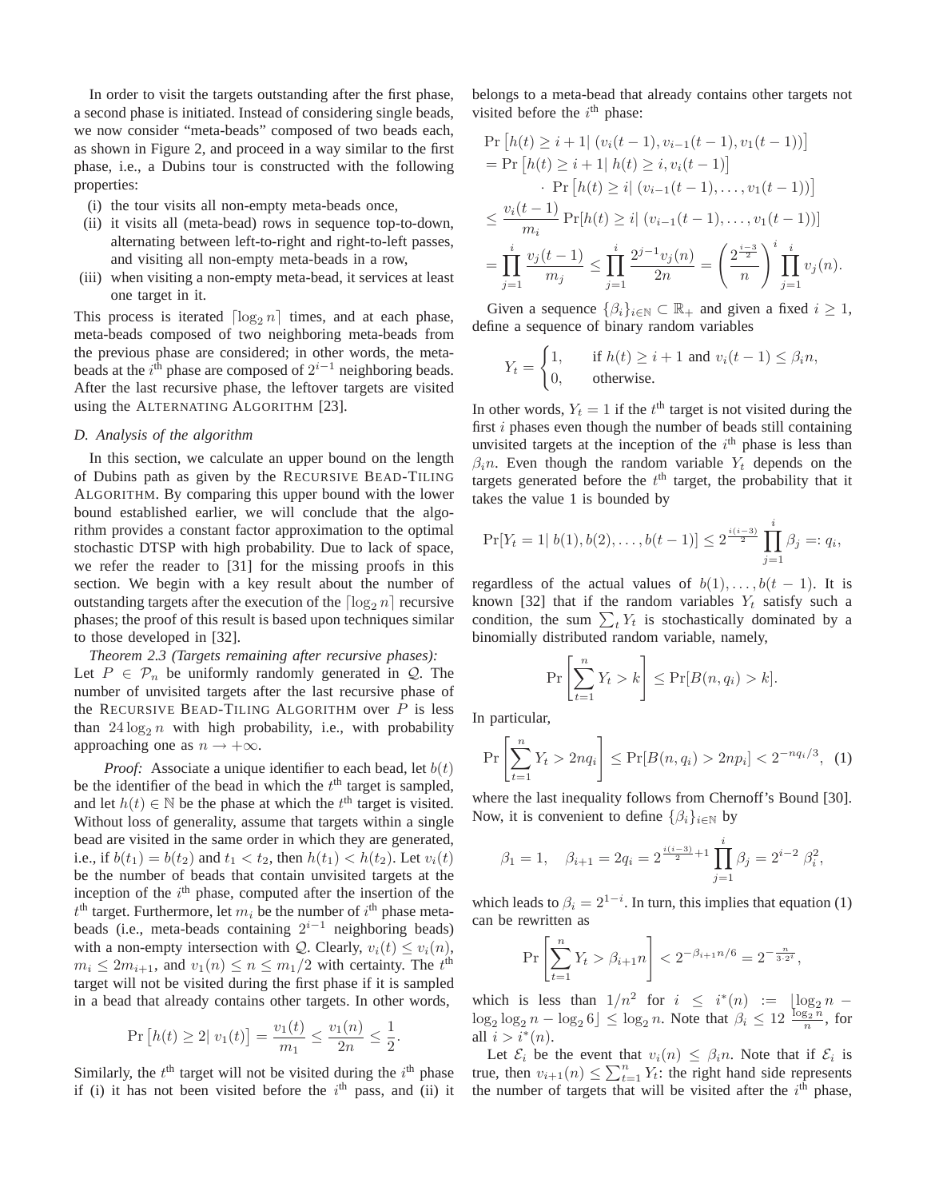In order to visit the targets outstanding after the first phase, a second phase is initiated. Instead of considering single beads, we now consider "meta-beads" composed of two beads each, as shown in Figure 2, and proceed in a way similar to the first phase, i.e., a Dubins tour is constructed with the following properties:

(i) the tour visits all non-empty meta-beads once,
(ii) it visits all (meta-bead) rows in sequence top-to-down, alternating between left-to-right and right-to-left passes, and visiting all non-empty meta-beads in a row,
(iii) when visiting a non-empty meta-bead, it services at least one target in it.

This process is iterated $\lceil \log_2 n \rceil$ times, and at each phase, meta-beads composed of two neighboring meta-beads from the previous phase are considered; in other words, the meta-beads at the $i^{\text{th}}$ phase are composed of $2^{i-1}$ neighboring beads. After the last recursive phase, the leftover targets are visited using the ALTERNATING ALGORITHM [23].

### D. Analysis of the algorithm

In this section, we calculate an upper bound on the length of Dubins path as given by the RECURSIVE BEAD-TILING ALGORITHM. By comparing this upper bound with the lower bound established earlier, we will conclude that the algorithm provides a constant factor approximation to the optimal stochastic DTSP with high probability. Due to lack of space, we refer the reader to [31] for the missing proofs in this section. We begin with a key result about the number of outstanding targets after the execution of the $\lceil \log_2 n \rceil$ recursive phases; the proof of this result is based upon techniques similar to those developed in [32].

*Theorem 2.3 (Targets remaining after recursive phases):* Let $P \in \mathcal{P}_n$ be uniformly randomly generated in $\mathcal{Q}$. The number of unvisited targets after the last recursive phase of the RECURSIVE BEAD-TILING ALGORITHM over $P$ is less than $24 \log_2 n$ with high probability, i.e., with probability approaching one as $n \to +\infty$.

*Proof:* Associate a unique identifier to each bead, let $b(t)$ be the identifier of the bead in which the $t^{\text{th}}$ target is sampled, and let $h(t) \in \mathbb{N}$ be the phase at which the $t^{\text{th}}$ target is visited. Without loss of generality, assume that targets within a single bead are visited in the same order in which they are generated, i.e., if $b(t_1) = b(t_2)$ and $t_1 < t_2$, then $h(t_1) < h(t_2)$. Let $v_i(t)$ be the number of beads that contain unvisited targets at the inception of the $i^{\text{th}}$ phase, computed after the insertion of the $t^{\text{th}}$ target. Furthermore, let $m_i$ be the number of $i^{\text{th}}$ phase meta-beads (i.e., meta-beads containing $2^{i-1}$ neighboring beads) with a non-empty intersection with $\mathcal{Q}$. Clearly, $v_i(t) \leq v_i(n)$, $m_i \leq 2m_{i+1}$, and $v_1(n) \leq n \leq m_1/2$ with certainty. The $t^{\text{th}}$ target will not be visited during the first phase if it is sampled in a bead that already contains other targets. In other words,

$$\Pr\left[h(t) \geq 2 |\; v_1(t)\right] = \frac{v_1(t)}{m_1} \leq \frac{v_1(n)}{2n} \leq \frac{1}{2}.$$

Similarly, the $t^{\text{th}}$ target will not be visited during the $i^{\text{th}}$ phase if (i) it has not been visited before the $i^{\text{th}}$ pass, and (ii) it belongs to a meta-bead that already contains other targets not visited before the $i^{\text{th}}$ phase:

$$\begin{aligned}
&\Pr\left[h(t) \geq i+1 |\; (v_i(t-1), v_{i-1}(t-1), v_1(t-1))\right] \\
&= \Pr\left[h(t) \geq i+1 |\; h(t) \geq i, v_i(t-1)\right] \\
&\qquad \cdot \Pr\left[h(t) \geq i |\; (v_{i-1}(t-1), \ldots, v_1(t-1))\right] \\
&\leq \frac{v_i(t-1)}{m_i} \Pr[h(t) \geq i |\; (v_{i-1}(t-1), \ldots, v_1(t-1))] \\
&= \prod_{j=1}^{i} \frac{v_j(t-1)}{m_j} \leq \prod_{j=1}^{i} \frac{2^{j-1} v_j(n)}{2n} = \left(\frac{2^{\frac{i-3}{2}}}{n}\right)^i \prod_{j=1}^{i} v_j(n).
\end{aligned}$$

Given a sequence $\{\beta_i\}_{i \in \mathbb{N}} \subset \mathbb{R}_+$ and given a fixed $i \geq 1$, define a sequence of binary random variables

$$Y_t = \begin{cases} 1, & \text{if } h(t) \geq i+1 \text{ and } v_i(t-1) \leq \beta_i n, \\ 0, & \text{otherwise.} \end{cases}$$

In other words, $Y_t = 1$ if the $t^{\text{th}}$ target is not visited during the first $i$ phases even though the number of beads still containing unvisited targets at the inception of the $i^{\text{th}}$ phase is less than $\beta_i n$. Even though the random variable $Y_t$ depends on the targets generated before the $t^{\text{th}}$ target, the probability that it takes the value 1 is bounded by

$$\Pr[Y_t = 1 |\; b(1), b(2), \ldots, b(t-1)] \leq 2^{\frac{i(i-3)}{2}} \prod_{j=1}^{i} \beta_j =: q_i,$$

regardless of the actual values of $b(1), \ldots, b(t-1)$. It is known [32] that if the random variables $Y_t$ satisfy such a condition, the sum $\sum_t Y_t$ is stochastically dominated by a binomially distributed random variable, namely,

$$\Pr\left[\sum_{t=1}^{n} Y_t > k\right] \leq \Pr[B(n, q_i) > k].$$

In particular,

$$\Pr\left[\sum_{t=1}^{n} Y_t > 2nq_i\right] \leq \Pr[B(n, q_i) > 2np_i] < 2^{-nq_i/3}, \quad (1)$$

where the last inequality follows from Chernoff's Bound [30]. Now, it is convenient to define $\{\beta_i\}_{i \in \mathbb{N}}$ by

$$\beta_1 = 1, \quad \beta_{i+1} = 2q_i = 2^{\frac{i(i-3)}{2}+1} \prod_{j=1}^{i} \beta_j = 2^{i-2}\, \beta_i^2,$$

which leads to $\beta_i = 2^{1-i}$. In turn, this implies that equation (1) can be rewritten as

$$\Pr\left[\sum_{t=1}^{n} Y_t > \beta_{i+1} n\right] < 2^{-\beta_{i+1} n/6} = 2^{-\frac{n}{3 \cdot 2^i}},$$

which is less than $1/n^2$ for $i \leq i^*(n) := \lfloor \log_2 n - \log_2 \log_2 n - \log_2 6 \rfloor \leq \log_2 n$. Note that $\beta_i \leq 12 \frac{\log_2 n}{n}$, for all $i > i^*(n)$.

Let $\mathcal{E}_i$ be the event that $v_i(n) \leq \beta_i n$. Note that if $\mathcal{E}_i$ is true, then $v_{i+1}(n) \leq \sum_{t=1}^{n} Y_t$: the right hand side represents the number of targets that will be visited after the $i^{\text{th}}$ phase,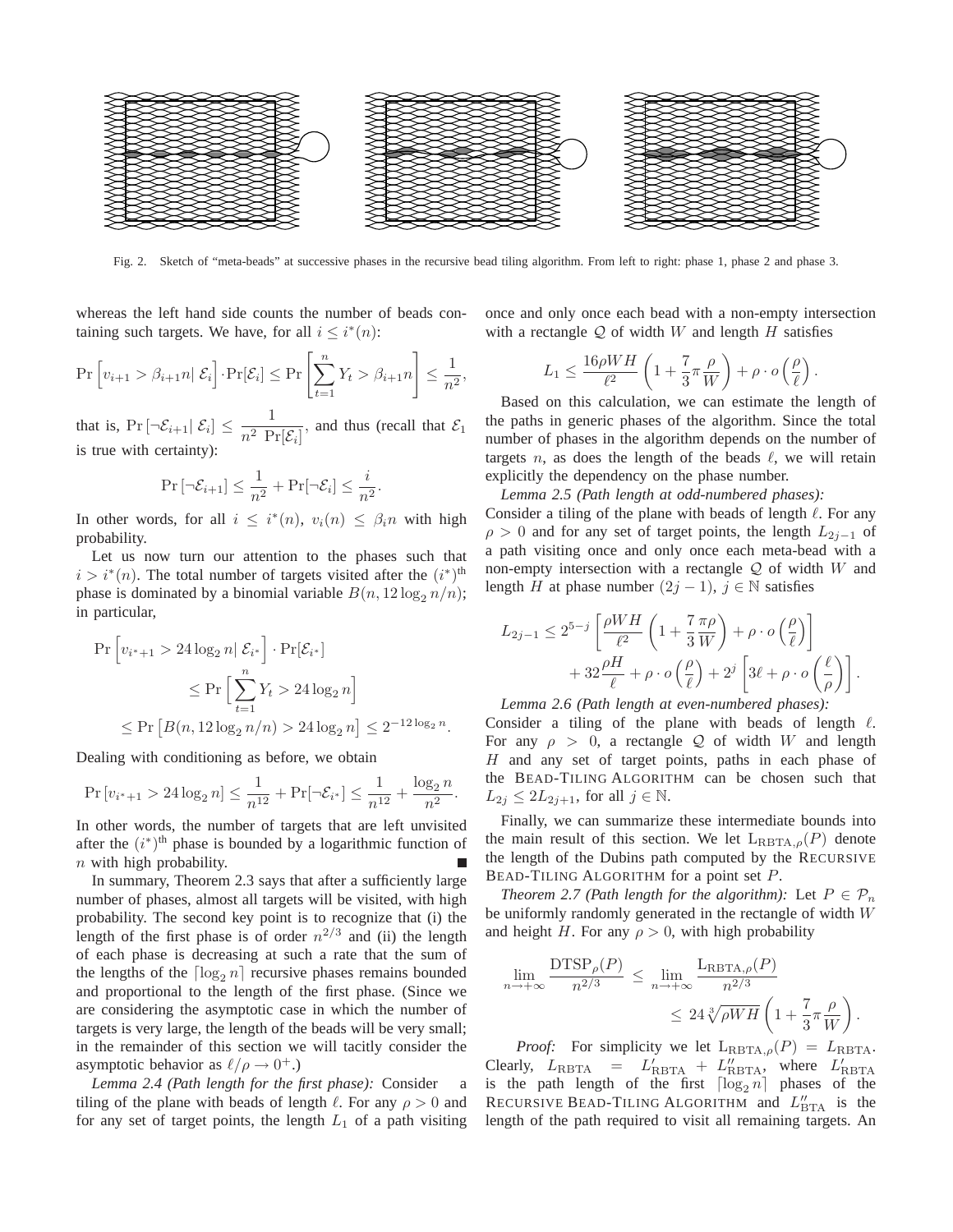Fig. 2. Sketch of “meta-beads” at successive phases in the recursive bead tiling algorithm. From left to right: phase 1, phase 2 and phase 3.

whereas the left hand side counts the number of beads containing such targets. We have, for all $i \leq i^*(n)$:

$$\Pr\left[v_{i+1} > \beta_{i+1} n \middle| \mathcal{E}_i\right] \cdot \Pr[\mathcal{E}_i] \leq \Pr\left[\sum_{t=1}^{n} Y_t > \beta_{i+1} n\right] \leq \frac{1}{n^2},$$

that is, $\Pr\left[\neg\mathcal{E}_{i+1} | \mathcal{E}_i\right] \leq \dfrac{1}{n^2 \Pr[\mathcal{E}_i]}$, and thus (recall that $\mathcal{E}_1$ is true with certainty):

$$\Pr\left[\neg\mathcal{E}_{i+1}\right] \leq \frac{1}{n^2} + \Pr[\neg\mathcal{E}_i] \leq \frac{i}{n^2}.$$

In other words, for all $i \leq i^*(n)$, $v_i(n) \leq \beta_i n$ with high probability.

Let us now turn our attention to the phases such that $i > i^*(n)$. The total number of targets visited after the $(i^*)^{\text{th}}$ phase is dominated by a binomial variable $B(n, 12 \log_2 n/n)$; in particular,

$$\begin{aligned}
\Pr\left[v_{i^*+1} > 24 \log_2 n \middle| \mathcal{E}_{i^*}\right] \cdot \Pr[\mathcal{E}_{i^*}] \\
\leq \Pr\Big[\sum_{t=1}^{n} Y_t > 24 \log_2 n\Big] \\
\leq \Pr\left[B(n, 12 \log_2 n/n) > 24 \log_2 n\right] \leq 2^{-12 \log_2 n}.
\end{aligned}$$

Dealing with conditioning as before, we obtain

$$\Pr\left[v_{i^*+1} > 24 \log_2 n\right] \leq \frac{1}{n^{12}} + \Pr[\neg\mathcal{E}_{i^*}] \leq \frac{1}{n^{12}} + \frac{\log_2 n}{n^2}.$$

In other words, the number of targets that are left unvisited after the $(i^*)^{\text{th}}$ phase is bounded by a logarithmic function of $n$ with high probability. ∎

In summary, Theorem 2.3 says that after a sufficiently large number of phases, almost all targets will be visited, with high probability. The second key point is to recognize that (i) the length of the first phase is of order $n^{2/3}$ and (ii) the length of each phase is decreasing at such a rate that the sum of the lengths of the $\lceil \log_2 n \rceil$ recursive phases remains bounded and proportional to the length of the first phase. (Since we are considering the asymptotic case in which the number of targets is very large, the length of the beads will be very small; in the remainder of this section we will tacitly consider the asymptotic behavior as $\ell/\rho \to 0^+$.)

*Lemma 2.4 (Path length for the first phase):* Consider a tiling of the plane with beads of length $\ell$. For any $\rho > 0$ and for any set of target points, the length $L_1$ of a path visiting once and only once each bead with a non-empty intersection with a rectangle $\mathcal{Q}$ of width $W$ and length $H$ satisfies

$$L_1 \leq \frac{16 \rho W H}{\ell^2}\left(1 + \frac{7}{3}\pi\frac{\rho}{W}\right) + \rho \cdot o\left(\frac{\rho}{\ell}\right).$$

Based on this calculation, we can estimate the length of the paths in generic phases of the algorithm. Since the total number of phases in the algorithm depends on the number of targets $n$, as does the length of the beads $\ell$, we will retain explicitly the dependency on the phase number.

*Lemma 2.5 (Path length at odd-numbered phases):* Consider a tiling of the plane with beads of length $\ell$. For any $\rho > 0$ and for any set of target points, the length $L_{2j-1}$ of a path visiting once and only once each meta-bead with a non-empty intersection with a rectangle $\mathcal{Q}$ of width $W$ and length $H$ at phase number $(2j-1)$, $j \in \mathbb{N}$ satisfies

$$\begin{aligned}
L_{2j-1} \leq 2^{5-j}\left[\frac{\rho W H}{\ell^2}\left(1 + \frac{7}{3}\frac{\pi\rho}{W}\right) + \rho \cdot o\left(\frac{\rho}{\ell}\right)\right] \\
+ 32\frac{\rho H}{\ell} + \rho \cdot o\left(\frac{\rho}{\ell}\right) + 2^j\left[3\ell + \rho \cdot o\left(\frac{\ell}{\rho}\right)\right].
\end{aligned}$$

*Lemma 2.6 (Path length at even-numbered phases):* Consider a tiling of the plane with beads of length $\ell$. For any $\rho > 0$, a rectangle $\mathcal{Q}$ of width $W$ and length $H$ and any set of target points, paths in each phase of the BEAD-TILING ALGORITHM can be chosen such that $L_{2j} \leq 2L_{2j+1}$, for all $j \in \mathbb{N}$.

Finally, we can summarize these intermediate bounds into the main result of this section. We let $\mathrm{L}_{\mathrm{RBTA},\rho}(P)$ denote the length of the Dubins path computed by the RECURSIVE BEAD-TILING ALGORITHM for a point set $P$.

*Theorem 2.7 (Path length for the algorithm):* Let $P \in \mathcal{P}_n$ be uniformly randomly generated in the rectangle of width $W$ and height $H$. For any $\rho > 0$, with high probability

$$\begin{aligned}
\lim_{n\to+\infty} \frac{\mathrm{DTSP}_\rho(P)}{n^{2/3}} \leq \lim_{n\to+\infty} \frac{\mathrm{L}_{\mathrm{RBTA},\rho}(P)}{n^{2/3}} \\
\leq 24\sqrt[3]{\rho W H}\left(1 + \frac{7}{3}\pi\frac{\rho}{W}\right).
\end{aligned}$$

*Proof:* For simplicity we let $\mathrm{L}_{\mathrm{RBTA},\rho}(P) = L_{\mathrm{RBTA}}$. Clearly, $L_{\mathrm{RBTA}} = L'_{\mathrm{RBTA}} + L''_{\mathrm{RBTA}}$, where $L'_{\mathrm{RBTA}}$ is the path length of the first $\lceil \log_2 n \rceil$ phases of the RECURSIVE BEAD-TILING ALGORITHM and $L''_{\mathrm{BTA}}$ is the length of the path required to visit all remaining targets. An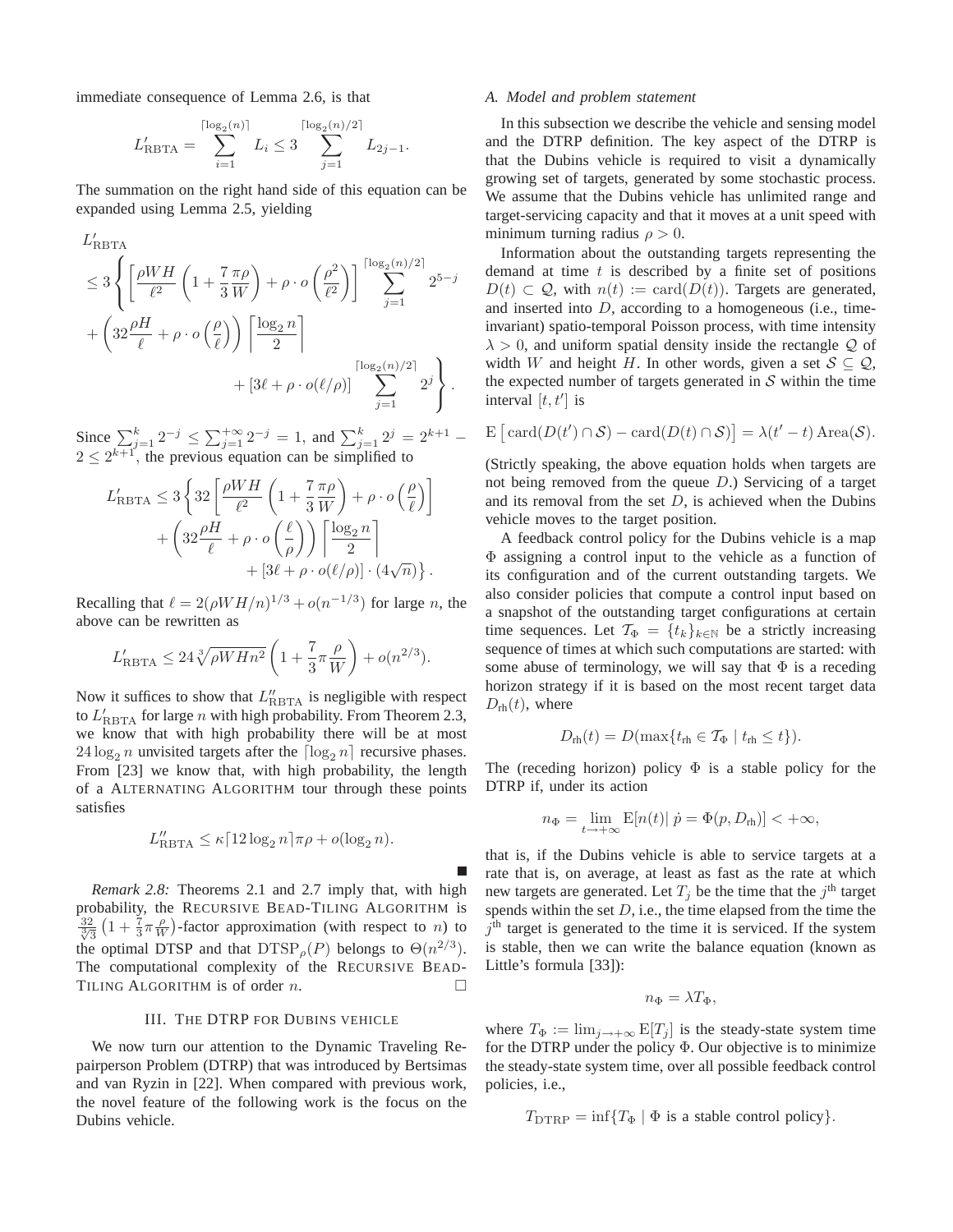immediate consequence of Lemma 2.6, is that

$$L'_{\mathrm{RBTA}} = \sum_{i=1}^{\lceil \log_2(n) \rceil} L_i \leq 3 \sum_{j=1}^{\lceil \log_2(n)/2 \rceil} L_{2j-1}.$$

The summation on the right hand side of this equation can be expanded using Lemma 2.5, yielding

$$\begin{aligned} L'_{\mathrm{RBTA}} &\\ \leq 3 \Bigg\{ &\left[ \frac{\rho W H}{\ell^2} \left( 1 + \frac{7}{3} \frac{\pi \rho}{W} \right) + \rho \cdot o\left( \frac{\rho^2}{\ell^2} \right) \right] \sum_{j=1}^{\lceil \log_2(n)/2 \rceil} 2^{5-j} \\ &+ \left( 32 \frac{\rho H}{\ell} + \rho \cdot o\left( \frac{\rho}{\ell} \right) \right) \left\lceil \frac{\log_2 n}{2} \right\rceil \\ &+ [3\ell + \rho \cdot o(\ell/\rho)] \sum_{j=1}^{\lceil \log_2(n)/2 \rceil} 2^j \Bigg\}. \end{aligned}$$

Since $\sum_{j=1}^{k} 2^{-j} \leq \sum_{j=1}^{+\infty} 2^{-j} = 1$, and $\sum_{j=1}^{k} 2^j = 2^{k+1} - 2 \leq 2^{k+1}$, the previous equation can be simplified to

$$\begin{aligned} L'_{\mathrm{RBTA}} \leq 3 \Bigg\{ &32 \left[ \frac{\rho W H}{\ell^2} \left( 1 + \frac{7}{3} \frac{\pi \rho}{W} \right) + \rho \cdot o\left( \frac{\rho}{\ell} \right) \right] \\ &+ \left( 32 \frac{\rho H}{\ell} + \rho \cdot o\left( \frac{\ell}{\rho} \right) \right) \left\lceil \frac{\log_2 n}{2} \right\rceil \\ &+ [3\ell + \rho \cdot o(\ell/\rho)] \cdot (4\sqrt{n}) \Bigg\}. \end{aligned}$$

Recalling that $\ell = 2(\rho W H/n)^{1/3} + o(n^{-1/3})$ for large $n$, the above can be rewritten as

$$L'_{\mathrm{RBTA}} \leq 24 \sqrt[3]{\rho W H n^2} \left( 1 + \frac{7}{3} \pi \frac{\rho}{W} \right) + o(n^{2/3}).$$

Now it suffices to show that $L''_{\mathrm{RBTA}}$ is negligible with respect to $L'_{\mathrm{RBTA}}$ for large $n$ with high probability. From Theorem 2.3, we know that with high probability there will be at most $24 \log_2 n$ unvisited targets after the $\lceil \log_2 n \rceil$ recursive phases. From [23] we know that, with high probability, the length of a ALTERNATING ALGORITHM tour through these points satisfies

$$L''_{\mathrm{RBTA}} \leq \kappa \lceil 12 \log_2 n \rceil \pi \rho + o(\log_2 n).$$

■

*Remark 2.8:* Theorems 2.1 and 2.7 imply that, with high probability, the RECURSIVE BEAD-TILING ALGORITHM is $\frac{32}{\sqrt[3]{3}} \left( 1 + \frac{7}{3} \pi \frac{\rho}{W} \right)$-factor approximation (with respect to $n$) to the optimal DTSP and that $\mathrm{DTSP}_\rho(P)$ belongs to $\Theta(n^{2/3})$. The computational complexity of the RECURSIVE BEAD-TILING ALGORITHM is of order $n$. □

## III. THE DTRP FOR DUBINS VEHICLE

We now turn our attention to the Dynamic Traveling Repairperson Problem (DTRP) that was introduced by Bertsimas and van Ryzin in [22]. When compared with previous work, the novel feature of the following work is the focus on the Dubins vehicle.

### A. Model and problem statement

In this subsection we describe the vehicle and sensing model and the DTRP definition. The key aspect of the DTRP is that the Dubins vehicle is required to visit a dynamically growing set of targets, generated by some stochastic process. We assume that the Dubins vehicle has unlimited range and target-servicing capacity and that it moves at a unit speed with minimum turning radius $\rho > 0$.

Information about the outstanding targets representing the demand at time $t$ is described by a finite set of positions $D(t) \subset \mathcal{Q}$, with $n(t) := \mathrm{card}(D(t))$. Targets are generated, and inserted into $D$, according to a homogeneous (i.e., time-invariant) spatio-temporal Poisson process, with time intensity $\lambda > 0$, and uniform spatial density inside the rectangle $\mathcal{Q}$ of width $W$ and height $H$. In other words, given a set $\mathcal{S} \subseteq \mathcal{Q}$, the expected number of targets generated in $\mathcal{S}$ within the time interval $[t, t']$ is

$$\mathrm{E}\left[ \mathrm{card}(D(t') \cap \mathcal{S}) - \mathrm{card}(D(t) \cap \mathcal{S}) \right] = \lambda (t' - t) \, \mathrm{Area}(\mathcal{S}).$$

(Strictly speaking, the above equation holds when targets are not being removed from the queue $D$.) Servicing of a target and its removal from the set $D$, is achieved when the Dubins vehicle moves to the target position.

A feedback control policy for the Dubins vehicle is a map $\Phi$ assigning a control input to the vehicle as a function of its configuration and of the current outstanding targets. We also consider policies that compute a control input based on a snapshot of the outstanding target configurations at certain time sequences. Let $\mathcal{T}_\Phi = \{t_k\}_{k \in \mathbb{N}}$ be a strictly increasing sequence of times at which such computations are started: with some abuse of terminology, we will say that $\Phi$ is a receding horizon strategy if it is based on the most recent target data $D_{\mathrm{rh}}(t)$, where

$$D_{\mathrm{rh}}(t) = D(\max\{t_{\mathrm{rh}} \in \mathcal{T}_\Phi \mid t_{\mathrm{rh}} \leq t\}).$$

The (receding horizon) policy $\Phi$ is a stable policy for the DTRP if, under its action

$$n_\Phi = \lim_{t \to +\infty} \mathrm{E}[n(t) | \, \dot{p} = \Phi(p, D_{\mathrm{rh}})] < +\infty,$$

that is, if the Dubins vehicle is able to service targets at a rate that is, on average, at least as fast as the rate at which new targets are generated. Let $T_j$ be the time that the $j^{\mathrm{th}}$ target spends within the set $D$, i.e., the time elapsed from the time the $j^{\mathrm{th}}$ target is generated to the time it is serviced. If the system is stable, then we can write the balance equation (known as Little's formula [33]):

$$n_\Phi = \lambda T_\Phi,$$

where $T_\Phi := \lim_{j \to +\infty} \mathrm{E}[T_j]$ is the steady-state system time for the DTRP under the policy $\Phi$. Our objective is to minimize the steady-state system time, over all possible feedback control policies, i.e.,

$$T_{\mathrm{DTRP}} = \inf\{T_\Phi \mid \Phi \text{ is a stable control policy}\}.$$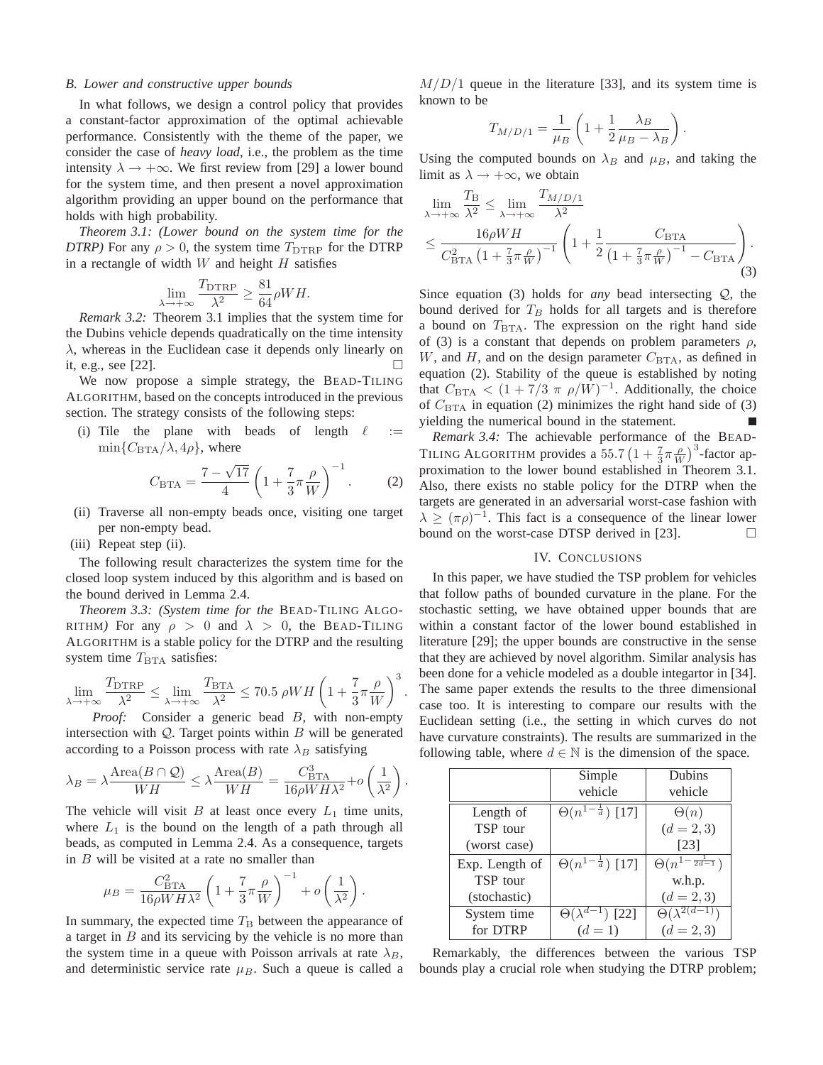### B. Lower and constructive upper bounds

In what follows, we design a control policy that provides a constant-factor approximation of the optimal achievable performance. Consistently with the theme of the paper, we consider the case of *heavy load*, i.e., the problem as the time intensity $\lambda \to +\infty$. We first review from [29] a lower bound for the system time, and then present a novel approximation algorithm providing an upper bound on the performance that holds with high probability.

*Theorem 3.1: (Lower bound on the system time for the DTRP)* For any $\rho > 0$, the system time $T_{\mathrm{DTRP}}$ for the DTRP in a rectangle of width $W$ and height $H$ satisfies

$$\lim_{\lambda \to +\infty} \frac{T_{\mathrm{DTRP}}}{\lambda^2} \geq \frac{81}{64} \rho W H.$$

*Remark 3.2:* Theorem 3.1 implies that the system time for the Dubins vehicle depends quadratically on the time intensity $\lambda$, whereas in the Euclidean case it depends only linearly on it, e.g., see [22]. □

We now propose a simple strategy, the BEAD-TILING ALGORITHM, based on the concepts introduced in the previous section. The strategy consists of the following steps:

(i) Tile the plane with beads of length $\ell := \min\{C_{\mathrm{BTA}}/\lambda, 4\rho\}$, where

$$C_{\mathrm{BTA}} = \frac{7 - \sqrt{17}}{4} \left(1 + \frac{7}{3}\pi \frac{\rho}{W}\right)^{-1}. \qquad (2)$$

(ii) Traverse all non-empty beads once, visiting one target per non-empty bead.

(iii) Repeat step (ii).

The following result characterizes the system time for the closed loop system induced by this algorithm and is based on the bound derived in Lemma 2.4.

*Theorem 3.3: (System time for the* BEAD-TILING ALGORITHM*)* For any $\rho > 0$ and $\lambda > 0$, the BEAD-TILING ALGORITHM is a stable policy for the DTRP and the resulting system time $T_{\mathrm{BTA}}$ satisfies:

$$\lim_{\lambda \to +\infty} \frac{T_{\mathrm{DTRP}}}{\lambda^2} \leq \lim_{\lambda \to +\infty} \frac{T_{\mathrm{BTA}}}{\lambda^2} \leq 70.5\ \rho W H \left(1 + \frac{7}{3}\pi \frac{\rho}{W}\right)^3.$$

*Proof:* Consider a generic bead $B$, with non-empty intersection with $\mathcal{Q}$. Target points within $B$ will be generated according to a Poisson process with rate $\lambda_B$ satisfying

$$\lambda_B = \lambda \frac{\mathrm{Area}(B \cap \mathcal{Q})}{WH} \leq \lambda \frac{\mathrm{Area}(B)}{WH} = \frac{C_{\mathrm{BTA}}^3}{16 \rho W H \lambda^2} + o\left(\frac{1}{\lambda^2}\right).$$

The vehicle will visit $B$ at least once every $L_1$ time units, where $L_1$ is the bound on the length of a path through all beads, as computed in Lemma 2.4. As a consequence, targets in $B$ will be visited at a rate no smaller than

$$\mu_B = \frac{C_{\mathrm{BTA}}^2}{16 \rho W H \lambda^2} \left(1 + \frac{7}{3}\pi \frac{\rho}{W}\right)^{-1} + o\left(\frac{1}{\lambda^2}\right).$$

In summary, the expected time $T_{\mathrm{B}}$ between the appearance of a target in $B$ and its servicing by the vehicle is no more than the system time in a queue with Poisson arrivals at rate $\lambda_B$, and deterministic service rate $\mu_B$. Such a queue is called a $M/D/1$ queue in the literature [33], and its system time is known to be

$$T_{M/D/1} = \frac{1}{\mu_B} \left(1 + \frac{1}{2} \frac{\lambda_B}{\mu_B - \lambda_B}\right).$$

Using the computed bounds on $\lambda_B$ and $\mu_B$, and taking the limit as $\lambda \to +\infty$, we obtain

$$\begin{aligned} &\lim_{\lambda \to +\infty} \frac{T_{\mathrm{B}}}{\lambda^2} \leq \lim_{\lambda \to +\infty} \frac{T_{M/D/1}}{\lambda^2} \\ &\leq \frac{16 \rho W H}{C_{\mathrm{BTA}}^2 \left(1 + \frac{7}{3}\pi \frac{\rho}{W}\right)^{-1}} \left(1 + \frac{1}{2} \frac{C_{\mathrm{BTA}}}{\left(1 + \frac{7}{3}\pi \frac{\rho}{W}\right)^{-1} - C_{\mathrm{BTA}}}\right). \end{aligned} \qquad (3)$$

Since equation (3) holds for *any* bead intersecting $\mathcal{Q}$, the bound derived for $T_B$ holds for all targets and is therefore a bound on $T_{\mathrm{BTA}}$. The expression on the right hand side of (3) is a constant that depends on problem parameters $\rho$, $W$, and $H$, and on the design parameter $C_{\mathrm{BTA}}$, as defined in equation (2). Stability of the queue is established by noting that $C_{\mathrm{BTA}} < (1 + 7/3\ \pi\ \rho/W)^{-1}$. Additionally, the choice of $C_{\mathrm{BTA}}$ in equation (2) minimizes the right hand side of (3) yielding the numerical bound in the statement. ■

*Remark 3.4:* The achievable performance of the BEAD-TILING ALGORITHM provides a $55.7\left(1 + \frac{7}{3}\pi \frac{\rho}{W}\right)^3$-factor approximation to the lower bound established in Theorem 3.1. Also, there exists no stable policy for the DTRP when the targets are generated in an adversarial worst-case fashion with $\lambda \geq (\pi\rho)^{-1}$. This fact is a consequence of the linear lower bound on the worst-case DTSP derived in [23]. □

## IV. CONCLUSIONS

In this paper, we have studied the TSP problem for vehicles that follow paths of bounded curvature in the plane. For the stochastic setting, we have obtained upper bounds that are within a constant factor of the lower bound established in literature [29]; the upper bounds are constructive in the sense that they are achieved by novel algorithm. Similar analysis has been done for a vehicle modeled as a double integartor in [34]. The same paper extends the results to the three dimensional case too. It is interesting to compare our results with the Euclidean setting (i.e., the setting in which curves do not have curvature constraints). The results are summarized in the following table, where $d \in \mathbb{N}$ is the dimension of the space.

| | Simple vehicle | Dubins vehicle |
|---|---|---|
| Length of TSP tour (worst case) | $\Theta(n^{1-\frac{1}{d}})$ [17] | $\Theta(n)$ $(d = 2, 3)$ [23] |
| Exp. Length of TSP tour (stochastic) | $\Theta(n^{1-\frac{1}{d}})$ [17] | $\Theta(n^{1-\frac{1}{2d-1}})$ w.h.p. $(d = 2, 3)$ |
| System time for DTRP | $\Theta(\lambda^{d-1})$ [22] $(d = 1)$ | $\Theta(\lambda^{2(d-1)})$ $(d = 2, 3)$ |

Remarkably, the differences between the various TSP bounds play a crucial role when studying the DTRP problem;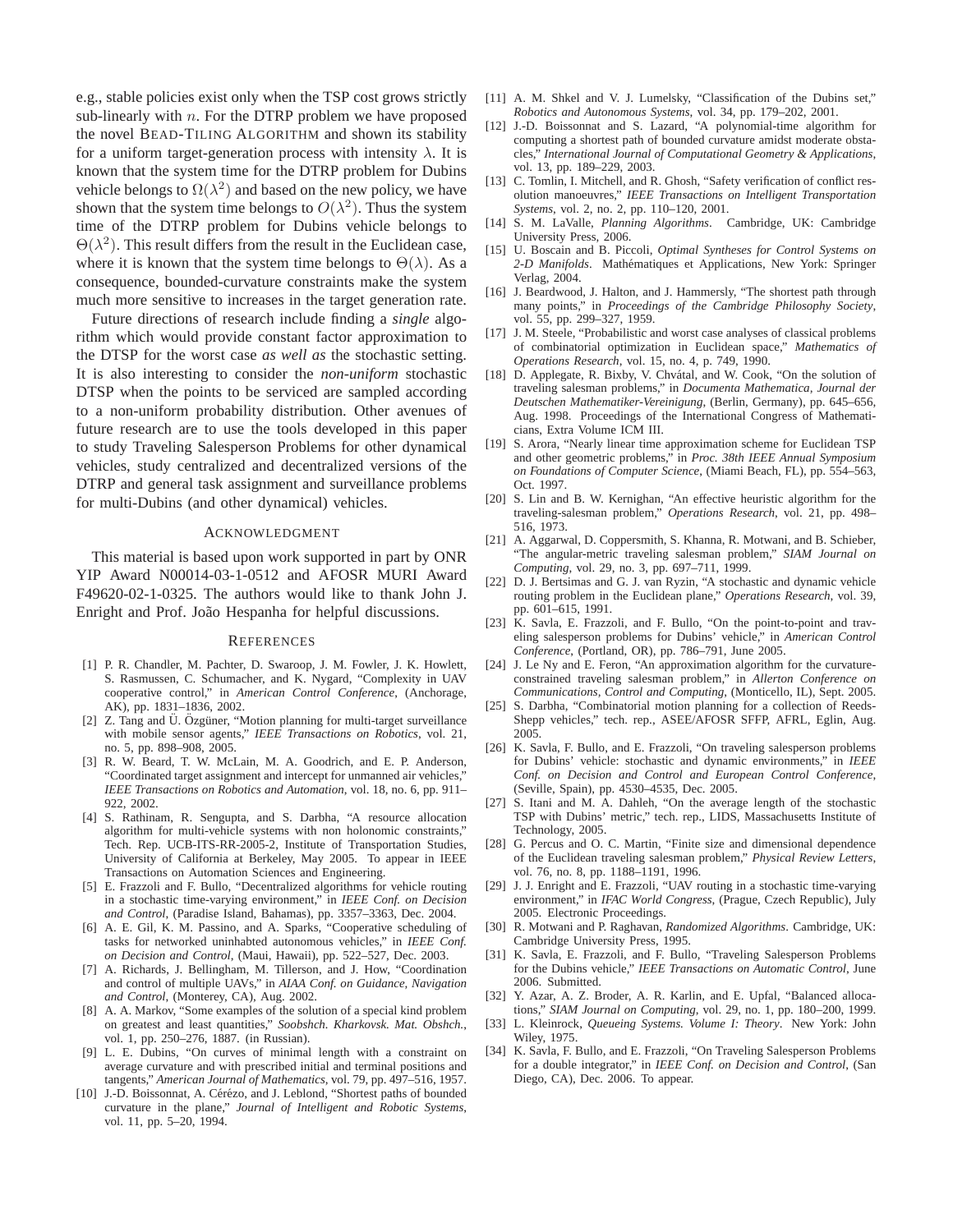e.g., stable policies exist only when the TSP cost grows strictly sub-linearly with $n$. For the DTRP problem we have proposed the novel BEAD-TILING ALGORITHM and shown its stability for a uniform target-generation process with intensity $\lambda$. It is known that the system time for the DTRP problem for Dubins vehicle belongs to $\Omega(\lambda^2)$ and based on the new policy, we have shown that the system time belongs to $O(\lambda^2)$. Thus the system time of the DTRP problem for Dubins vehicle belongs to $\Theta(\lambda^2)$. This result differs from the result in the Euclidean case, where it is known that the system time belongs to $\Theta(\lambda)$. As a consequence, bounded-curvature constraints make the system much more sensitive to increases in the target generation rate.

Future directions of research include finding a *single* algorithm which would provide constant factor approximation to the DTSP for the worst case *as well as* the stochastic setting. It is also interesting to consider the *non-uniform* stochastic DTSP when the points to be serviced are sampled according to a non-uniform probability distribution. Other avenues of future research are to use the tools developed in this paper to study Traveling Salesperson Problems for other dynamical vehicles, study centralized and decentralized versions of the DTRP and general task assignment and surveillance problems for multi-Dubins (and other dynamical) vehicles.

## ACKNOWLEDGMENT

This material is based upon work supported in part by ONR YIP Award N00014-03-1-0512 and AFOSR MURI Award F49620-02-1-0325. The authors would like to thank John J. Enright and Prof. João Hespanha for helpful discussions.

## REFERENCES

[1] P. R. Chandler, M. Pachter, D. Swaroop, J. M. Fowler, J. K. Howlett, S. Rasmussen, C. Schumacher, and K. Nygard, "Complexity in UAV cooperative control," in *American Control Conference*, (Anchorage, AK), pp. 1831–1836, 2002.

[2] Z. Tang and Ü. Özgüner, "Motion planning for multi-target surveillance with mobile sensor agents," *IEEE Transactions on Robotics*, vol. 21, no. 5, pp. 898–908, 2005.

[3] R. W. Beard, T. W. McLain, M. A. Goodrich, and E. P. Anderson, "Coordinated target assignment and intercept for unmanned air vehicles," *IEEE Transactions on Robotics and Automation*, vol. 18, no. 6, pp. 911–922, 2002.

[4] S. Rathinam, R. Sengupta, and S. Darbha, "A resource allocation algorithm for multi-vehicle systems with non holonomic constraints," Tech. Rep. UCB-ITS-RR-2005-2, Institute of Transportation Studies, University of California at Berkeley, May 2005. To appear in IEEE Transactions on Automation Sciences and Engineering.

[5] E. Frazzoli and F. Bullo, "Decentralized algorithms for vehicle routing in a stochastic time-varying environment," in *IEEE Conf. on Decision and Control*, (Paradise Island, Bahamas), pp. 3357–3363, Dec. 2004.

[6] A. E. Gil, K. M. Passino, and A. Sparks, "Cooperative scheduling of tasks for networked uninhabted autonomous vehicles," in *IEEE Conf. on Decision and Control*, (Maui, Hawaii), pp. 522–527, Dec. 2003.

[7] A. Richards, J. Bellingham, M. Tillerson, and J. How, "Coordination and control of multiple UAVs," in *AIAA Conf. on Guidance, Navigation and Control*, (Monterey, CA), Aug. 2002.

[8] A. A. Markov, "Some examples of the solution of a special kind problem on greatest and least quantities," *Soobshch. Kharkovsk. Mat. Obshch.*, vol. 1, pp. 250–276, 1887. (in Russian).

[9] L. E. Dubins, "On curves of minimal length with a constraint on average curvature and with prescribed initial and terminal positions and tangents," *American Journal of Mathematics*, vol. 79, pp. 497–516, 1957.

[10] J.-D. Boissonnat, A. Cérézo, and J. Leblond, "Shortest paths of bounded curvature in the plane," *Journal of Intelligent and Robotic Systems*, vol. 11, pp. 5–20, 1994.

[11] A. M. Shkel and V. J. Lumelsky, "Classification of the Dubins set," *Robotics and Autonomous Systems*, vol. 34, pp. 179–202, 2001.

[12] J.-D. Boissonnat and S. Lazard, "A polynomial-time algorithm for computing a shortest path of bounded curvature amidst moderate obstacles," *International Journal of Computational Geometry & Applications*, vol. 13, pp. 189–229, 2003.

[13] C. Tomlin, I. Mitchell, and R. Ghosh, "Safety verification of conflict resolution manoeuvres," *IEEE Transactions on Intelligent Transportation Systems*, vol. 2, no. 2, pp. 110–120, 2001.

[14] S. M. LaValle, *Planning Algorithms*. Cambridge, UK: Cambridge University Press, 2006.

[15] U. Boscain and B. Piccoli, *Optimal Syntheses for Control Systems on 2-D Manifolds*. Mathématiques et Applications, New York: Springer Verlag, 2004.

[16] J. Beardwood, J. Halton, and J. Hammersly, "The shortest path through many points," in *Proceedings of the Cambridge Philosophy Society*, vol. 55, pp. 299–327, 1959.

[17] J. M. Steele, "Probabilistic and worst case analyses of classical problems of combinatorial optimization in Euclidean space," *Mathematics of Operations Research*, vol. 15, no. 4, p. 749, 1990.

[18] D. Applegate, R. Bixby, V. Chvátal, and W. Cook, "On the solution of traveling salesman problems," in *Documenta Mathematica, Journal der Deutschen Mathematiker-Vereinigung*, (Berlin, Germany), pp. 645–656, Aug. 1998. Proceedings of the International Congress of Mathematicians, Extra Volume ICM III.

[19] S. Arora, "Nearly linear time approximation scheme for Euclidean TSP and other geometric problems," in *Proc. 38th IEEE Annual Symposium on Foundations of Computer Science*, (Miami Beach, FL), pp. 554–563, Oct. 1997.

[20] S. Lin and B. W. Kernighan, "An effective heuristic algorithm for the traveling-salesman problem," *Operations Research*, vol. 21, pp. 498–516, 1973.

[21] A. Aggarwal, D. Coppersmith, S. Khanna, R. Motwani, and B. Schieber, "The angular-metric traveling salesman problem," *SIAM Journal on Computing*, vol. 29, no. 3, pp. 697–711, 1999.

[22] D. J. Bertsimas and G. J. van Ryzin, "A stochastic and dynamic vehicle routing problem in the Euclidean plane," *Operations Research*, vol. 39, pp. 601–615, 1991.

[23] K. Savla, E. Frazzoli, and F. Bullo, "On the point-to-point and traveling salesperson problems for Dubins' vehicle," in *American Control Conference*, (Portland, OR), pp. 786–791, June 2005.

[24] J. Le Ny and E. Feron, "An approximation algorithm for the curvature-constrained traveling salesman problem," in *Allerton Conference on Communications, Control and Computing*, (Monticello, IL), Sept. 2005.

[25] S. Darbha, "Combinatorial motion planning for a collection of Reeds-Shepp vehicles," tech. rep., ASEE/AFOSR SFFP, AFRL, Eglin, Aug. 2005.

[26] K. Savla, F. Bullo, and E. Frazzoli, "On traveling salesperson problems for Dubins' vehicle: stochastic and dynamic environments," in *IEEE Conf. on Decision and Control and European Control Conference*, (Seville, Spain), pp. 4530–4535, Dec. 2005.

[27] S. Itani and M. A. Dahleh, "On the average length of the stochastic TSP with Dubins' metric," tech. rep., LIDS, Massachusetts Institute of Technology, 2005.

[28] G. Percus and O. C. Martin, "Finite size and dimensional dependence of the Euclidean traveling salesman problem," *Physical Review Letters*, vol. 76, no. 8, pp. 1188–1191, 1996.

[29] J. J. Enright and E. Frazzoli, "UAV routing in a stochastic time-varying environment," in *IFAC World Congress*, (Prague, Czech Republic), July 2005. Electronic Proceedings.

[30] R. Motwani and P. Raghavan, *Randomized Algorithms*. Cambridge, UK: Cambridge University Press, 1995.

[31] K. Savla, E. Frazzoli, and F. Bullo, "Traveling Salesperson Problems for the Dubins vehicle," *IEEE Transactions on Automatic Control*, June 2006. Submitted.

[32] Y. Azar, A. Z. Broder, A. R. Karlin, and E. Upfal, "Balanced allocations," *SIAM Journal on Computing*, vol. 29, no. 1, pp. 180–200, 1999.

[33] L. Kleinrock, *Queueing Systems. Volume I: Theory*. New York: John Wiley, 1975.

[34] K. Savla, F. Bullo, and E. Frazzoli, "On Traveling Salesperson Problems for a double integrator," in *IEEE Conf. on Decision and Control*, (San Diego, CA), Dec. 2006. To appear.